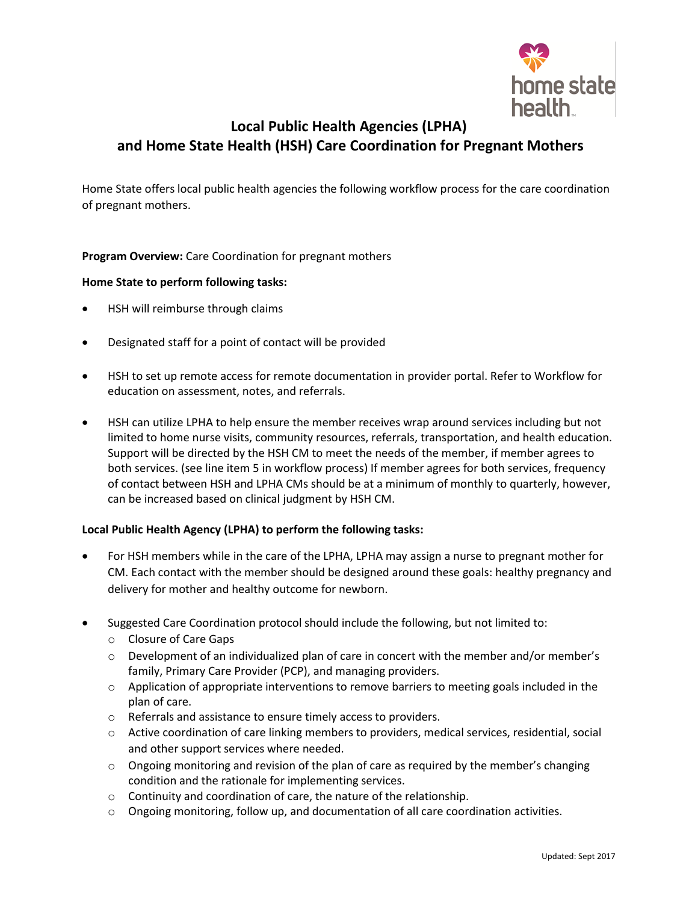# Local Public Health Agencies (LPHA) and Home State Health (HSH) Care Coordination for Pregnant Mothers

Home State offers local public health agencies the following workflow process for the care coordination of pregnant mothers.

**Program Overview:** Care Coordination for pregnant mothers

**Home State to perform following tasks:**

- HSH will reimburse through claims
- Designated staff for a point of contact will be provided
- HSH to set up remote access for remote documentation in provider portal. Refer to Workflow for education on assessment, notes, and referrals.
- HSH can utilize LPHA to help ensure the member receives wrap around services including but not limited to home nurse visits, community resources, referrals, transportation, and health education. Support will be directed by the HSH CM to meet the needs of the member, if member agrees to both services. (see line item 5 in workflow process) If member agrees for both services, frequency of contact between HSH and LPHA CMs should be at a minimum of monthly to quarterly, however, can be increased based on clinical judgment by HSH CM.

**Local Public Health Agency (LPHA) to perform the following tasks:**

- For HSH members while in the care of the LPHA, LPHA may assign a nurse to pregnant mother for CM. Each contact with the member should be designed around these goals: healthy pregnancy and delivery for mother and healthy outcome for newborn.
- Suggested Care Coordination protocol should include the following, but not limited to:
  - Closure of Care Gaps
  - Development of an individualized plan of care in concert with the member and/or member's family, Primary Care Provider (PCP), and managing providers.
  - Application of appropriate interventions to remove barriers to meeting goals included in the plan of care.
  - Referrals and assistance to ensure timely access to providers.
  - Active coordination of care linking members to providers, medical services, residential, social and other support services where needed.
  - Ongoing monitoring and revision of the plan of care as required by the member's changing condition and the rationale for implementing services.
  - Continuity and coordination of care, the nature of the relationship.
  - Ongoing monitoring, follow up, and documentation of all care coordination activities.

Updated: Sept 2017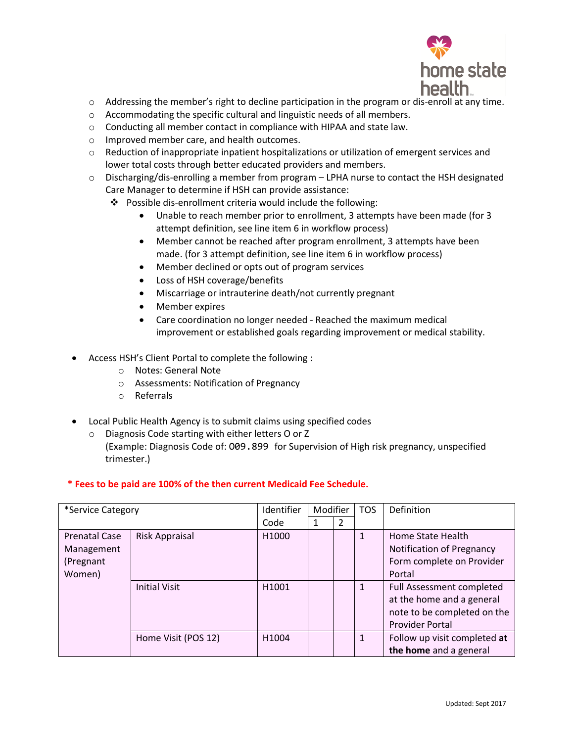- Addressing the member's right to decline participation in the program or dis-enroll at any time.
- Accommodating the specific cultural and linguistic needs of all members.
- Conducting all member contact in compliance with HIPAA and state law.
- Improved member care, and health outcomes.
- Reduction of inappropriate inpatient hospitalizations or utilization of emergent services and lower total costs through better educated providers and members.
- Discharging/dis-enrolling a member from program – LPHA nurse to contact the HSH designated Care Manager to determine if HSH can provide assistance:
  - Possible dis-enrollment criteria would include the following:
    - Unable to reach member prior to enrollment, 3 attempts have been made (for 3 attempt definition, see line item 6 in workflow process)
    - Member cannot be reached after program enrollment, 3 attempts have been made. (for 3 attempt definition, see line item 6 in workflow process)
    - Member declined or opts out of program services
    - Loss of HSH coverage/benefits
    - Miscarriage or intrauterine death/not currently pregnant
    - Member expires
    - Care coordination no longer needed - Reached the maximum medical improvement or established goals regarding improvement or medical stability.

- Access HSH's Client Portal to complete the following :
  - Notes: General Note
  - Assessments: Notification of Pregnancy
  - Referrals

- Local Public Health Agency is to submit claims using specified codes
  - Diagnosis Code starting with either letters O or Z (Example: Diagnosis Code of: O09.899 for Supervision of High risk pregnancy, unspecified trimester.)

**\* Fees to be paid are 100% of the then current Medicaid Fee Schedule.**

| *Service Category | | Identifier Code | Modifier 1 | Modifier 2 | TOS | Definition |
|---|---|---|---|---|---|---|
| Prenatal Case Management (Pregnant Women) | Risk Appraisal | H1000 | | | 1 | Home State Health Notification of Pregnancy Form complete on Provider Portal |
| | Initial Visit | H1001 | | | 1 | Full Assessment completed at the home and a general note to be completed on the Provider Portal |
| | Home Visit (POS 12) | H1004 | | | 1 | Follow up visit completed **at the home** and a general |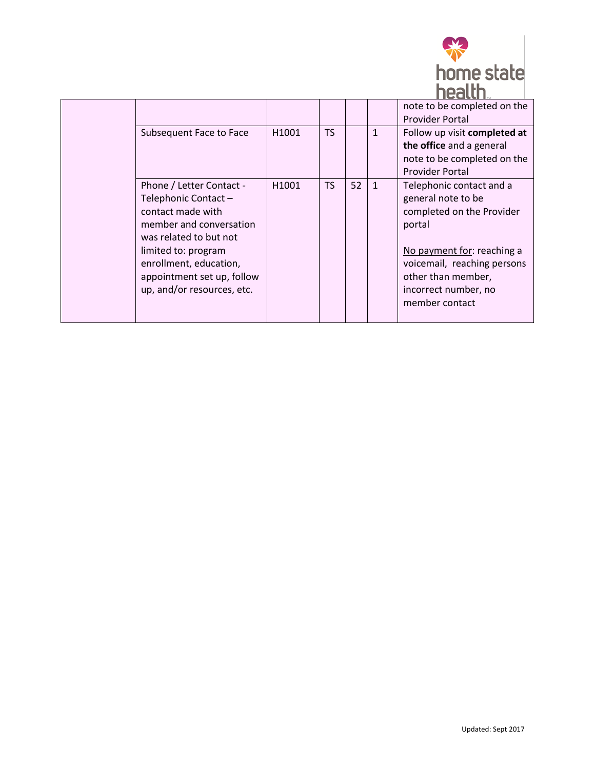| | | | | | | |
|---|---|---|---|---|---|---|
| | | | | | | note to be completed on the Provider Portal |
| | Subsequent Face to Face | H1001 | TS | | 1 | Follow up visit **completed at the office** and a general note to be completed on the Provider Portal |
| | Phone / Letter Contact - Telephonic Contact – contact made with member and conversation was related to but not limited to: program enrollment, education, appointment set up, follow up, and/or resources, etc. | H1001 | TS | 52 | 1 | Telephonic contact and a general note to be completed on the Provider portal<br><br><u>No payment for</u>: reaching a voicemail, reaching persons other than member, incorrect number, no member contact |

Updated: Sept 2017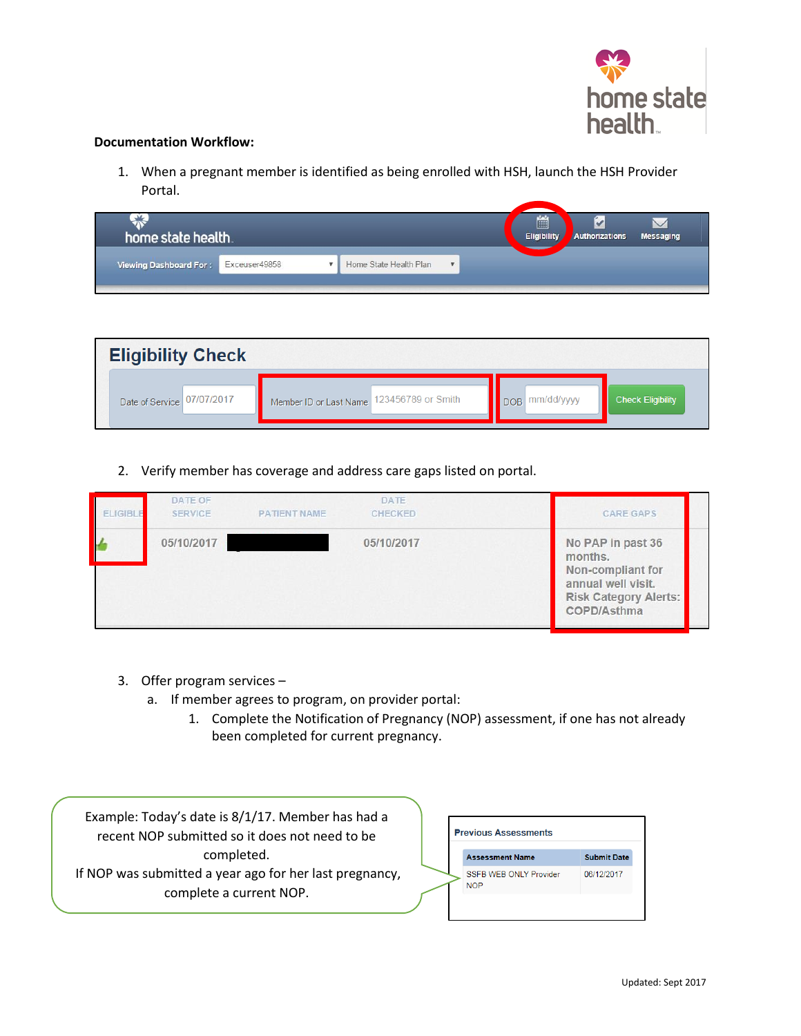**Documentation Workflow:**

1. When a pregnant member is identified as being enrolled with HSH, launch the HSH Provider Portal.

home state health — Eligibility | Authorizations | Messaging

Viewing Dashboard For : Exceuser49858 | Home State Health Plan

**Eligibility Check**

Date of Service 07/07/2017 | Member ID or Last Name 123456789 or Smith | DOB mm/dd/yyyy | Check Eligibility

2. Verify member has coverage and address care gaps listed on portal.

| ELIGIBLE | DATE OF SERVICE | PATIENT NAME | DATE CHECKED | CARE GAPS |
|---|---|---|---|---|
| | 05/10/2017 | | 05/10/2017 | No PAP in past 36 months. Non-compliant for annual well visit. Risk Category Alerts: COPD/Asthma |

3. Offer program services –
   a. If member agrees to program, on provider portal:
      1. Complete the Notification of Pregnancy (NOP) assessment, if one has not already been completed for current pregnancy.

Example: Today's date is 8/1/17. Member has had a recent NOP submitted so it does not need to be completed.
If NOP was submitted a year ago for her last pregnancy, complete a current NOP.

**Previous Assessments**

| Assessment Name | Submit Date |
|---|---|
| SSFB WEB ONLY Provider NOP | 06/12/2017 |

Updated: Sept 2017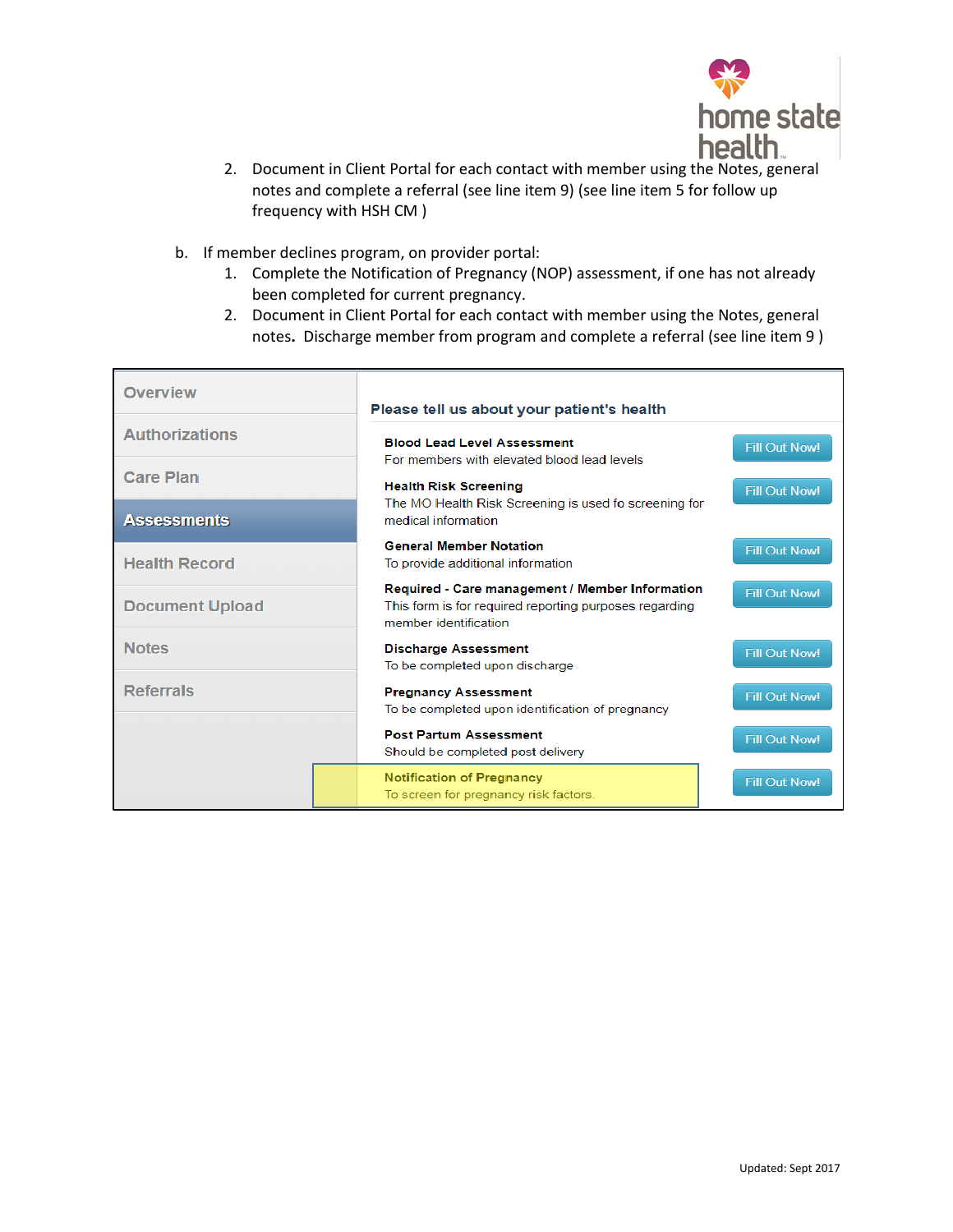2. Document in Client Portal for each contact with member using the Notes, general notes and complete a referral (see line item 9) (see line item 5 for follow up frequency with HSH CM )

b. If member declines program, on provider portal:
   1. Complete the Notification of Pregnancy (NOP) assessment, if one has not already been completed for current pregnancy.
   2. Document in Client Portal for each contact with member using the Notes, general notes. Discharge member from program and complete a referral (see line item 9 )

| Menu | Please tell us about your patient's health | |
|---|---|---|
| Overview | **Blood Lead Level Assessment** For members with elevated blood lead levels | Fill Out Now! |
| Authorizations | **Health Risk Screening** The MO Health Risk Screening is used fo screening for medical information | Fill Out Now! |
| Care Plan | **General Member Notation** To provide additional information | Fill Out Now! |
| **Assessments** | **Required - Care management / Member Information** This form is for required reporting purposes regarding member identification | Fill Out Now! |
| Health Record | **Discharge Assessment** To be completed upon discharge | Fill Out Now! |
| Document Upload | **Pregnancy Assessment** To be completed upon identification of pregnancy | Fill Out Now! |
| Notes | **Post Partum Assessment** Should be completed post delivery | Fill Out Now! |
| Referrals | **Notification of Pregnancy** To screen for pregnancy risk factors. | Fill Out Now! |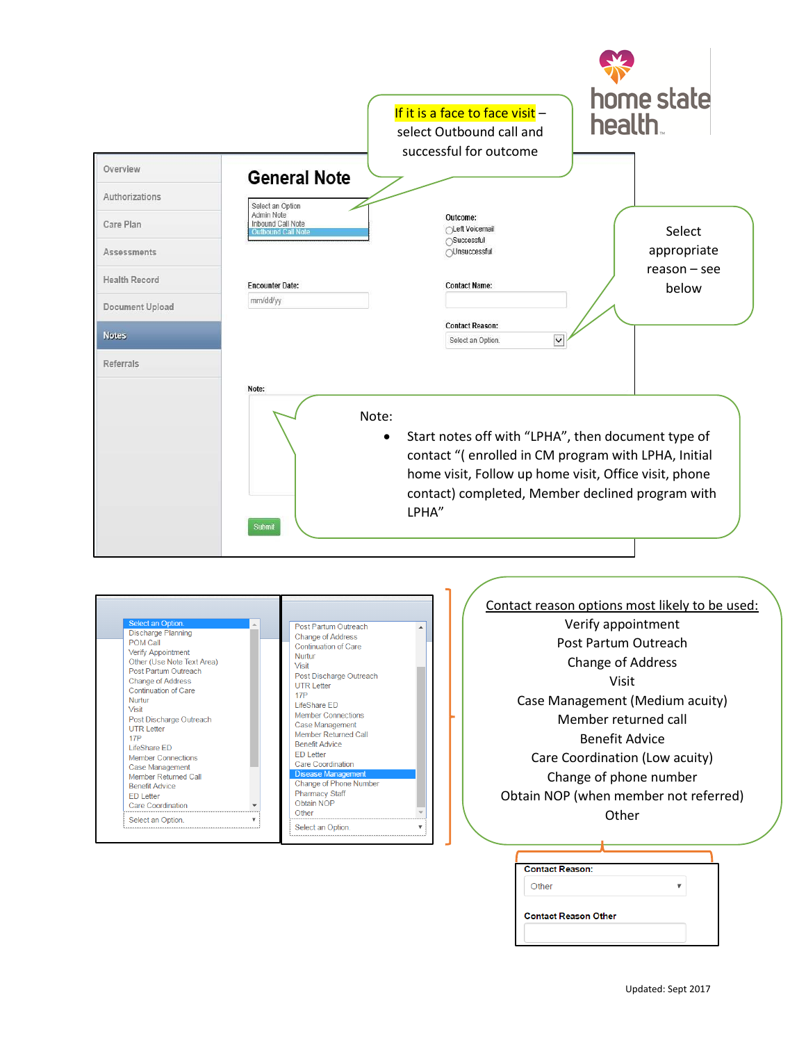home state health

If it is a face to face visit – select Outbound call and successful for outcome

## General Note

Select an Option
Admin Note
Inbound Call Note
Outbound Call Note

Outcome:
- Left Voicemail
- Successful
- Unsuccessful

Encounter Date: mm/dd/yy

Contact Name:

Contact Reason: Select an Option.

Select appropriate reason – see below

Note:

Note:

- Start notes off with "LPHA", then document type of contact "( enrolled in CM program with LPHA, Initial home visit, Follow up home visit, Office visit, phone contact) completed, Member declined program with LPHA"

Submit

Overview
Authorizations
Care Plan
Assessments
Health Record
Document Upload
Notes
Referrals

Select an Option.
Discharge Planning
POM Call
Verify Appointment
Other (Use Note Text Area)
Post Partum Outreach
Change of Address
Continuation of Care
Nurtur
Visit
Post Discharge Outreach
UTR Letter
17P
LifeShare ED
Member Connections
Case Management
Member Returned Call
Benefit Advice
ED Letter
Care Coordination

Post Partum Outreach
Change of Address
Continuation of Care
Nurtur
Visit
Post Discharge Outreach
UTR Letter
17P
LifeShare ED
Member Connections
Case Management
Member Returned Call
Benefit Advice
ED Letter
Care Coordination
Disease Management
Change of Phone Number
Pharmacy Staff
Obtain NOP
Other

Contact reason options most likely to be used:

Verify appointment
Post Partum Outreach
Change of Address
Visit
Case Management (Medium acuity)
Member returned call
Benefit Advice
Care Coordination (Low acuity)
Change of phone number
Obtain NOP (when member not referred)
Other

Contact Reason: Other

Contact Reason Other

Updated: Sept 2017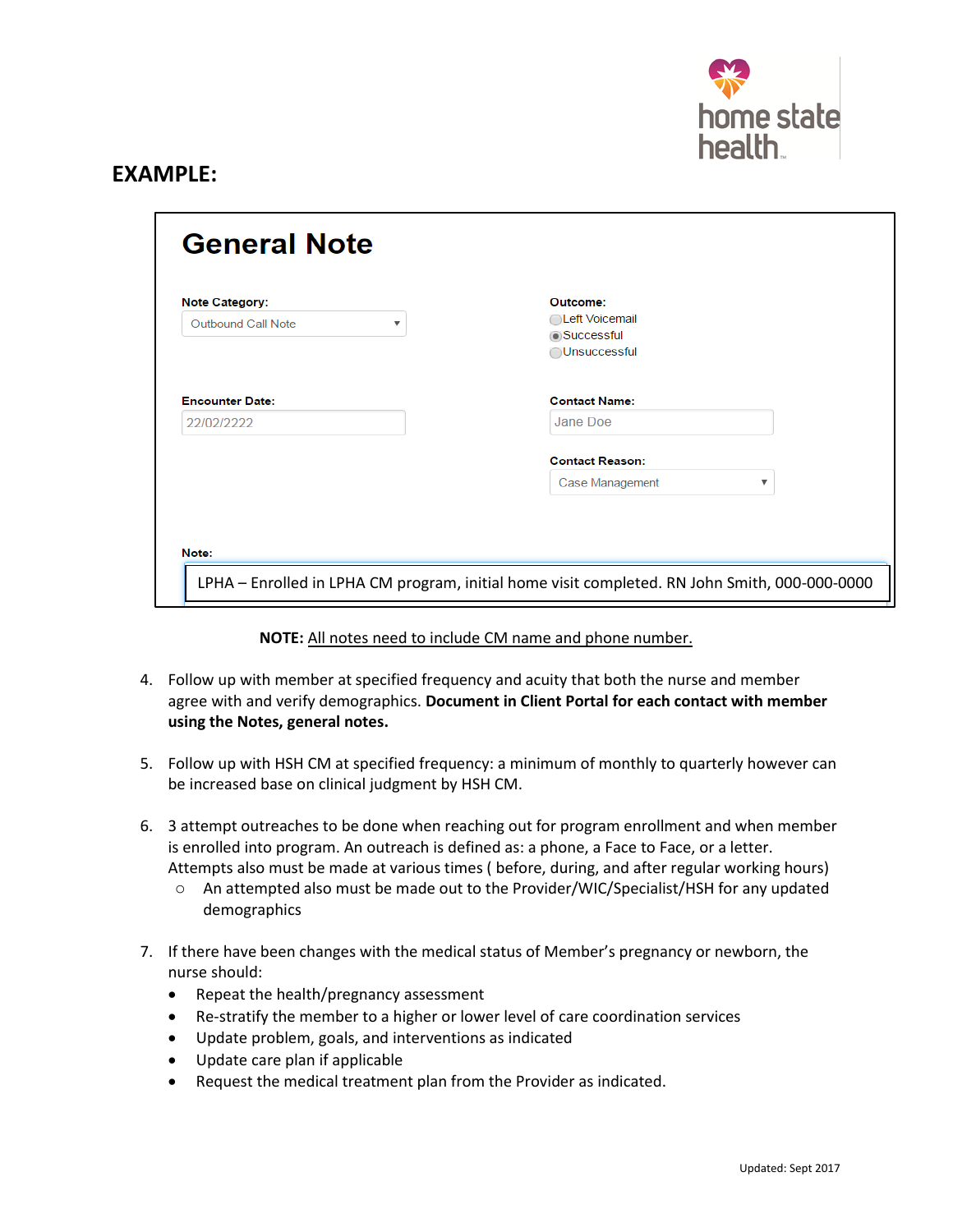**EXAMPLE:**

## General Note

**Note Category:** Outbound Call Note

**Outcome:**
- Left Voicemail
- (•) Successful
- Unsuccessful

**Encounter Date:** 22/02/2222

**Contact Name:** Jane Doe

**Contact Reason:** Case Management

**Note:**

LPHA – Enrolled in LPHA CM program, initial home visit completed. RN John Smith, 000-000-0000

**NOTE:** All notes need to include CM name and phone number.

4. Follow up with member at specified frequency and acuity that both the nurse and member agree with and verify demographics. **Document in Client Portal for each contact with member using the Notes, general notes.**

5. Follow up with HSH CM at specified frequency: a minimum of monthly to quarterly however can be increased base on clinical judgment by HSH CM.

6. 3 attempt outreaches to be done when reaching out for program enrollment and when member is enrolled into program. An outreach is defined as: a phone, a Face to Face, or a letter. Attempts also must be made at various times ( before, during, and after regular working hours)
   - An attempted also must be made out to the Provider/WIC/Specialist/HSH for any updated demographics

7. If there have been changes with the medical status of Member's pregnancy or newborn, the nurse should:
   - Repeat the health/pregnancy assessment
   - Re-stratify the member to a higher or lower level of care coordination services
   - Update problem, goals, and interventions as indicated
   - Update care plan if applicable
   - Request the medical treatment plan from the Provider as indicated.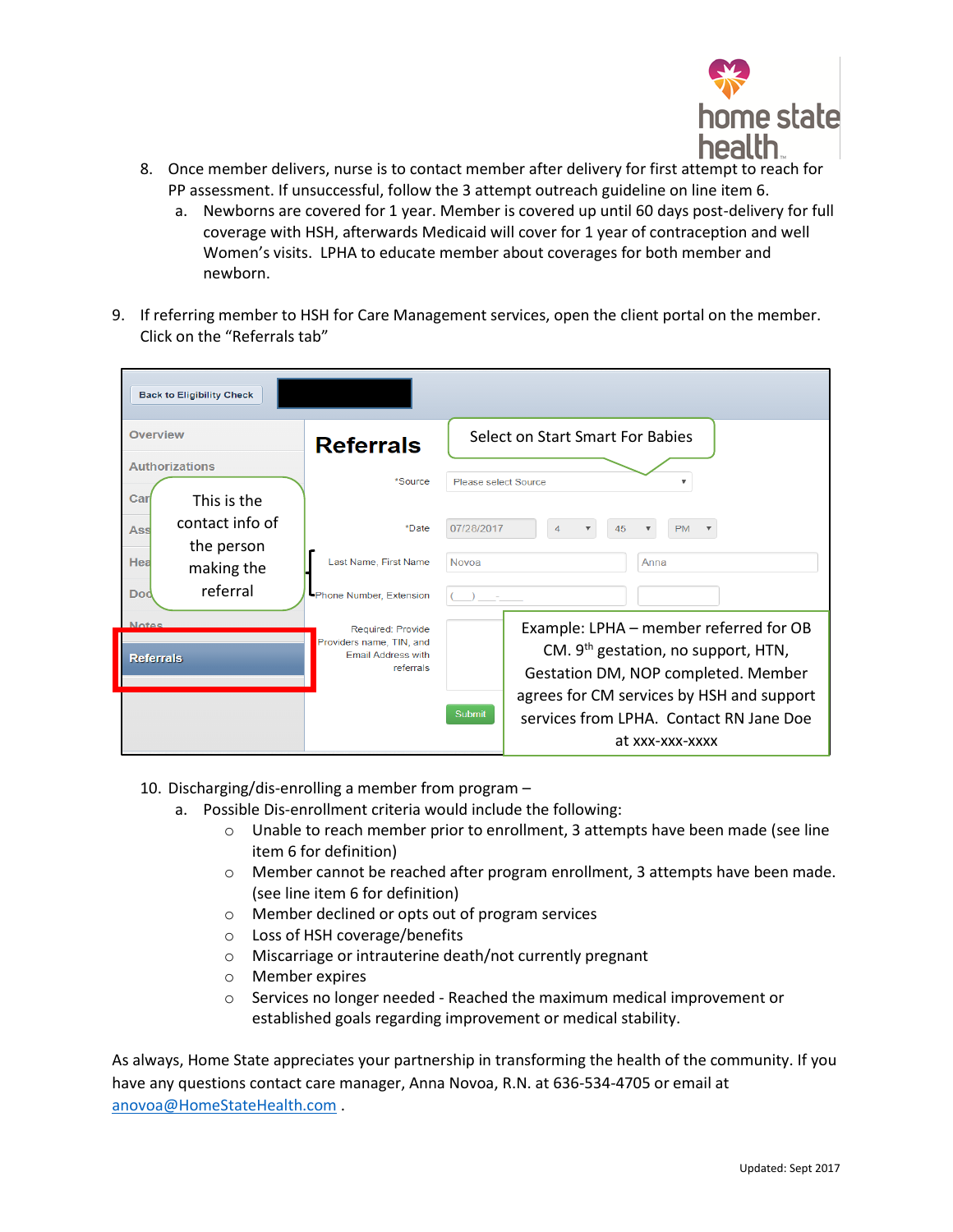8. Once member delivers, nurse is to contact member after delivery for first attempt to reach for PP assessment. If unsuccessful, follow the 3 attempt outreach guideline on line item 6.
   a. Newborns are covered for 1 year. Member is covered up until 60 days post-delivery for full coverage with HSH, afterwards Medicaid will cover for 1 year of contraception and well Women's visits. LPHA to educate member about coverages for both member and newborn.

9. If referring member to HSH for Care Management services, open the client portal on the member. Click on the "Referrals tab"

Back to Eligibility Check

Overview

Authorizations

Referrals

Referrals

Select on Start Smart For Babies

*Source Please select Source

*Date 07/28/2017 4 45 PM

This is the contact info of the person making the referral

Last Name, First Name Novoa Anna

Phone Number, Extension

Required: Provide Providers name, TIN, and Email Address with referrals

Submit

Example: LPHA – member referred for OB CM. 9th gestation, no support, HTN, Gestation DM, NOP completed. Member agrees for CM services by HSH and support services from LPHA. Contact RN Jane Doe at xxx-xxx-xxxx

10. Discharging/dis-enrolling a member from program –
    a. Possible Dis-enrollment criteria would include the following:
       - Unable to reach member prior to enrollment, 3 attempts have been made (see line item 6 for definition)
       - Member cannot be reached after program enrollment, 3 attempts have been made. (see line item 6 for definition)
       - Member declined or opts out of program services
       - Loss of HSH coverage/benefits
       - Miscarriage or intrauterine death/not currently pregnant
       - Member expires
       - Services no longer needed - Reached the maximum medical improvement or established goals regarding improvement or medical stability.

As always, Home State appreciates your partnership in transforming the health of the community. If you have any questions contact care manager, Anna Novoa, R.N. at 636-534-4705 or email at anovoa@HomeStateHealth.com .